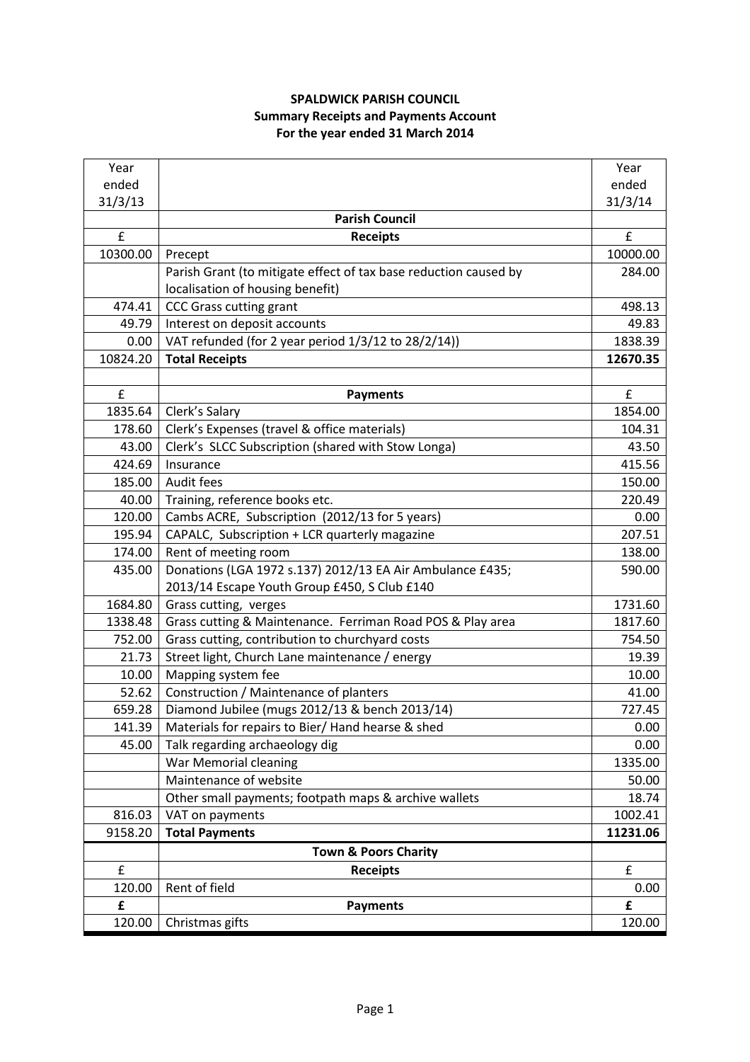**SPALDWICK PARISH COUNCIL**
**Summary Receipts and Payments Account**
**For the year ended 31 March 2014**

| Year ended 31/3/13 | | Year ended 31/3/14 |
|---|---|---|
| | **Parish Council** | |
| £ | **Receipts** | £ |
| 10300.00 | Precept | 10000.00 |
| | Parish Grant (to mitigate effect of tax base reduction caused by localisation of housing benefit) | 284.00 |
| 474.41 | CCC Grass cutting grant | 498.13 |
| 49.79 | Interest on deposit accounts | 49.83 |
| 0.00 | VAT refunded (for 2 year period 1/3/12 to 28/2/14)) | 1838.39 |
| 10824.20 | **Total Receipts** | **12670.35** |
| | | |
| £ | **Payments** | £ |
| 1835.64 | Clerk's Salary | 1854.00 |
| 178.60 | Clerk's Expenses (travel & office materials) | 104.31 |
| 43.00 | Clerk's SLCC Subscription (shared with Stow Longa) | 43.50 |
| 424.69 | Insurance | 415.56 |
| 185.00 | Audit fees | 150.00 |
| 40.00 | Training, reference books etc. | 220.49 |
| 120.00 | Cambs ACRE, Subscription (2012/13 for 5 years) | 0.00 |
| 195.94 | CAPALC, Subscription + LCR quarterly magazine | 207.51 |
| 174.00 | Rent of meeting room | 138.00 |
| 435.00 | Donations (LGA 1972 s.137) 2012/13 EA Air Ambulance £435; 2013/14 Escape Youth Group £450, S Club £140 | 590.00 |
| 1684.80 | Grass cutting, verges | 1731.60 |
| 1338.48 | Grass cutting & Maintenance. Ferriman Road POS & Play area | 1817.60 |
| 752.00 | Grass cutting, contribution to churchyard costs | 754.50 |
| 21.73 | Street light, Church Lane maintenance / energy | 19.39 |
| 10.00 | Mapping system fee | 10.00 |
| 52.62 | Construction / Maintenance of planters | 41.00 |
| 659.28 | Diamond Jubilee (mugs 2012/13 & bench 2013/14) | 727.45 |
| 141.39 | Materials for repairs to Bier/ Hand hearse & shed | 0.00 |
| 45.00 | Talk regarding archaeology dig | 0.00 |
| | War Memorial cleaning | 1335.00 |
| | Maintenance of website | 50.00 |
| | Other small payments; footpath maps & archive wallets | 18.74 |
| 816.03 | VAT on payments | 1002.41 |
| 9158.20 | **Total Payments** | **11231.06** |
| | **Town & Poors Charity** | |
| £ | **Receipts** | £ |
| 120.00 | Rent of field | 0.00 |
| **£** | **Payments** | **£** |
| 120.00 | Christmas gifts | 120.00 |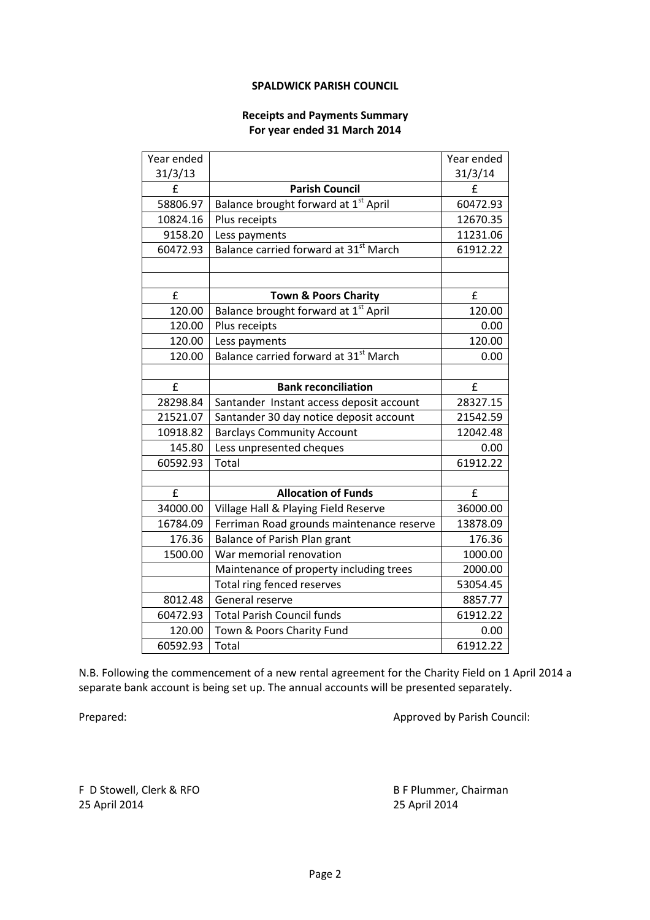**SPALDWICK PARISH COUNCIL**

**Receipts and Payments Summary**
**For year ended 31 March 2014**

| Year ended 31/3/13 | | Year ended 31/3/14 |
|---|---|---|
| £ | **Parish Council** | £ |
| 58806.97 | Balance brought forward at 1st April | 60472.93 |
| 10824.16 | Plus receipts | 12670.35 |
| 9158.20 | Less payments | 11231.06 |
| 60472.93 | Balance carried forward at 31st March | 61912.22 |
| | | |
| | | |
| £ | **Town & Poors Charity** | £ |
| 120.00 | Balance brought forward at 1st April | 120.00 |
| 120.00 | Plus receipts | 0.00 |
| 120.00 | Less payments | 120.00 |
| 120.00 | Balance carried forward at 31st March | 0.00 |
| | | |
| £ | **Bank reconciliation** | £ |
| 28298.84 | Santander Instant access deposit account | 28327.15 |
| 21521.07 | Santander 30 day notice deposit account | 21542.59 |
| 10918.82 | Barclays Community Account | 12042.48 |
| 145.80 | Less unpresented cheques | 0.00 |
| 60592.93 | Total | 61912.22 |
| | | |
| £ | **Allocation of Funds** | £ |
| 34000.00 | Village Hall & Playing Field Reserve | 36000.00 |
| 16784.09 | Ferriman Road grounds maintenance reserve | 13878.09 |
| 176.36 | Balance of Parish Plan grant | 176.36 |
| 1500.00 | War memorial renovation | 1000.00 |
| | Maintenance of property including trees | 2000.00 |
| | Total ring fenced reserves | 53054.45 |
| 8012.48 | General reserve | 8857.77 |
| 60472.93 | Total Parish Council funds | 61912.22 |
| 120.00 | Town & Poors Charity Fund | 0.00 |
| 60592.93 | Total | 61912.22 |

N.B. Following the commencement of a new rental agreement for the Charity Field on 1 April 2014 a separate bank account is being set up. The annual accounts will be presented separately.

Prepared:

F D Stowell, Clerk & RFO
25 April 2014

Approved by Parish Council:

B F Plummer, Chairman
25 April 2014